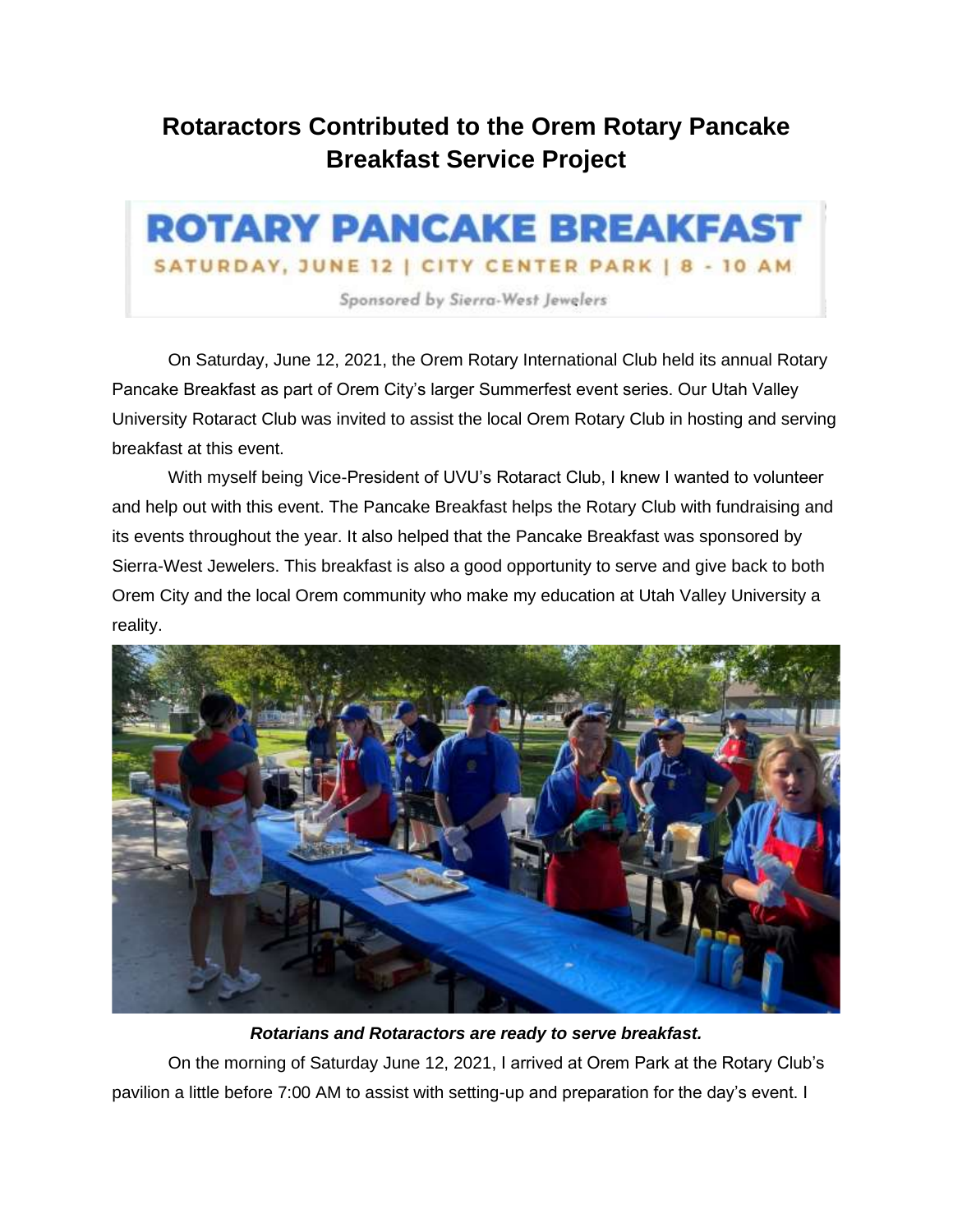# Rotaractors Contributed to the Orem Rotary Pancake Breakfast Service Project

ROTARY PANCAKE BREAKFAST

SATURDAY, JUNE 12 | CITY CENTER PARK | 8 - 10 AM

*Sponsored by Sierra-West Jewelers*

On Saturday, June 12, 2021, the Orem Rotary International Club held its annual Rotary Pancake Breakfast as part of Orem City's larger Summerfest event series. Our Utah Valley University Rotaract Club was invited to assist the local Orem Rotary Club in hosting and serving breakfast at this event.

With myself being Vice-President of UVU's Rotaract Club, I knew I wanted to volunteer and help out with this event. The Pancake Breakfast helps the Rotary Club with fundraising and its events throughout the year. It also helped that the Pancake Breakfast was sponsored by Sierra-West Jewelers. This breakfast is also a good opportunity to serve and give back to both Orem City and the local Orem community who make my education at Utah Valley University a reality.

***Rotarians and Rotaractors are ready to serve breakfast.***

On the morning of Saturday June 12, 2021, I arrived at Orem Park at the Rotary Club's pavilion a little before 7:00 AM to assist with setting-up and preparation for the day's event. I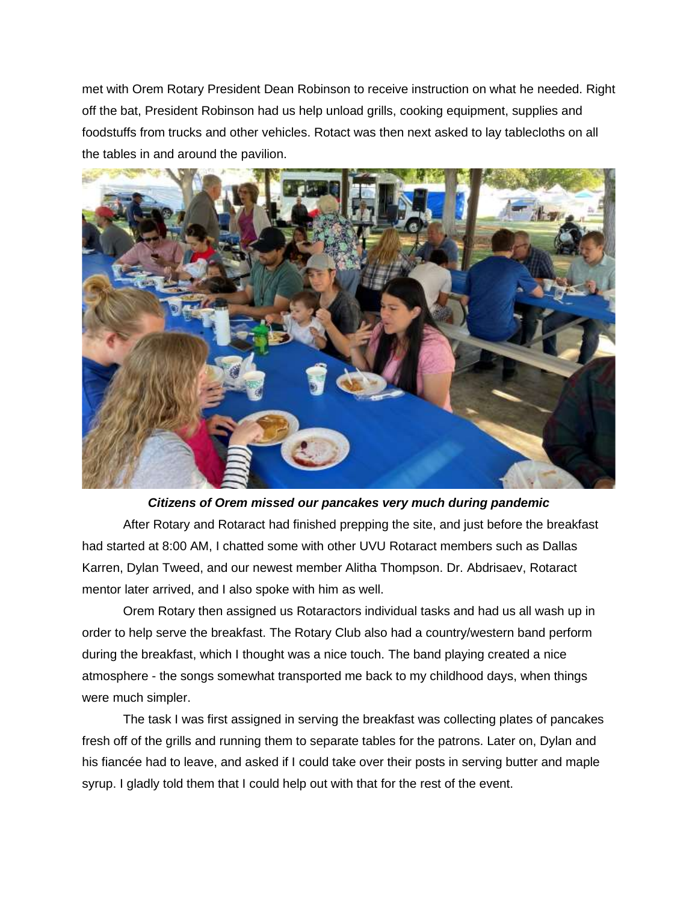met with Orem Rotary President Dean Robinson to receive instruction on what he needed. Right off the bat, President Robinson had us help unload grills, cooking equipment, supplies and foodstuffs from trucks and other vehicles. Rotact was then next asked to lay tablecloths on all the tables in and around the pavilion.

***Citizens of Orem missed our pancakes very much during pandemic***

After Rotary and Rotaract had finished prepping the site, and just before the breakfast had started at 8:00 AM, I chatted some with other UVU Rotaract members such as Dallas Karren, Dylan Tweed, and our newest member Alitha Thompson. Dr. Abdrisaev, Rotaract mentor later arrived, and I also spoke with him as well.

Orem Rotary then assigned us Rotaractors individual tasks and had us all wash up in order to help serve the breakfast. The Rotary Club also had a country/western band perform during the breakfast, which I thought was a nice touch. The band playing created a nice atmosphere - the songs somewhat transported me back to my childhood days, when things were much simpler.

The task I was first assigned in serving the breakfast was collecting plates of pancakes fresh off of the grills and running them to separate tables for the patrons. Later on, Dylan and his fiancée had to leave, and asked if I could take over their posts in serving butter and maple syrup. I gladly told them that I could help out with that for the rest of the event.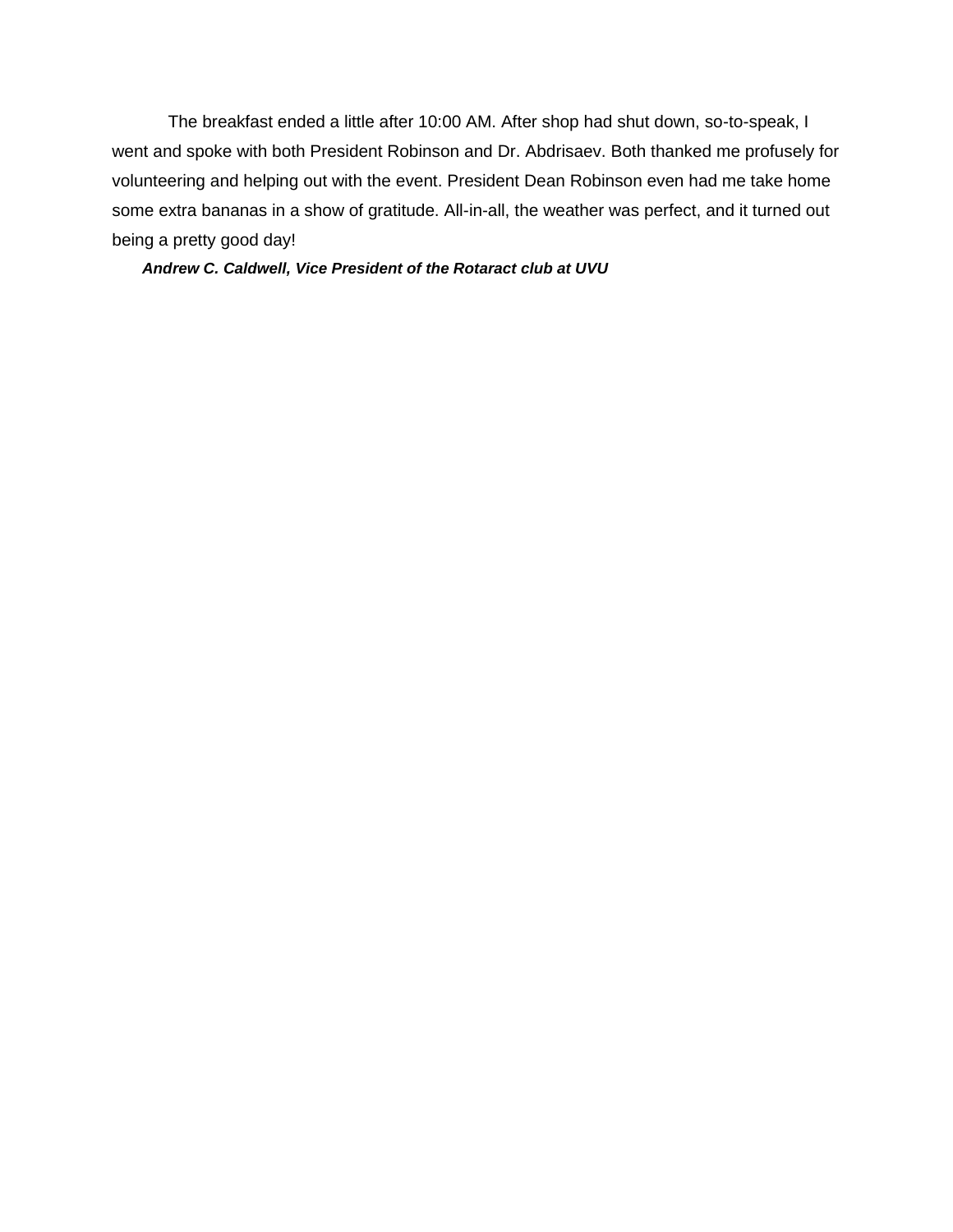The breakfast ended a little after 10:00 AM. After shop had shut down, so-to-speak, I went and spoke with both President Robinson and Dr. Abdrisaev. Both thanked me profusely for volunteering and helping out with the event. President Dean Robinson even had me take home some extra bananas in a show of gratitude. All-in-all, the weather was perfect, and it turned out being a pretty good day!

***Andrew C. Caldwell, Vice President of the Rotaract club at UVU***